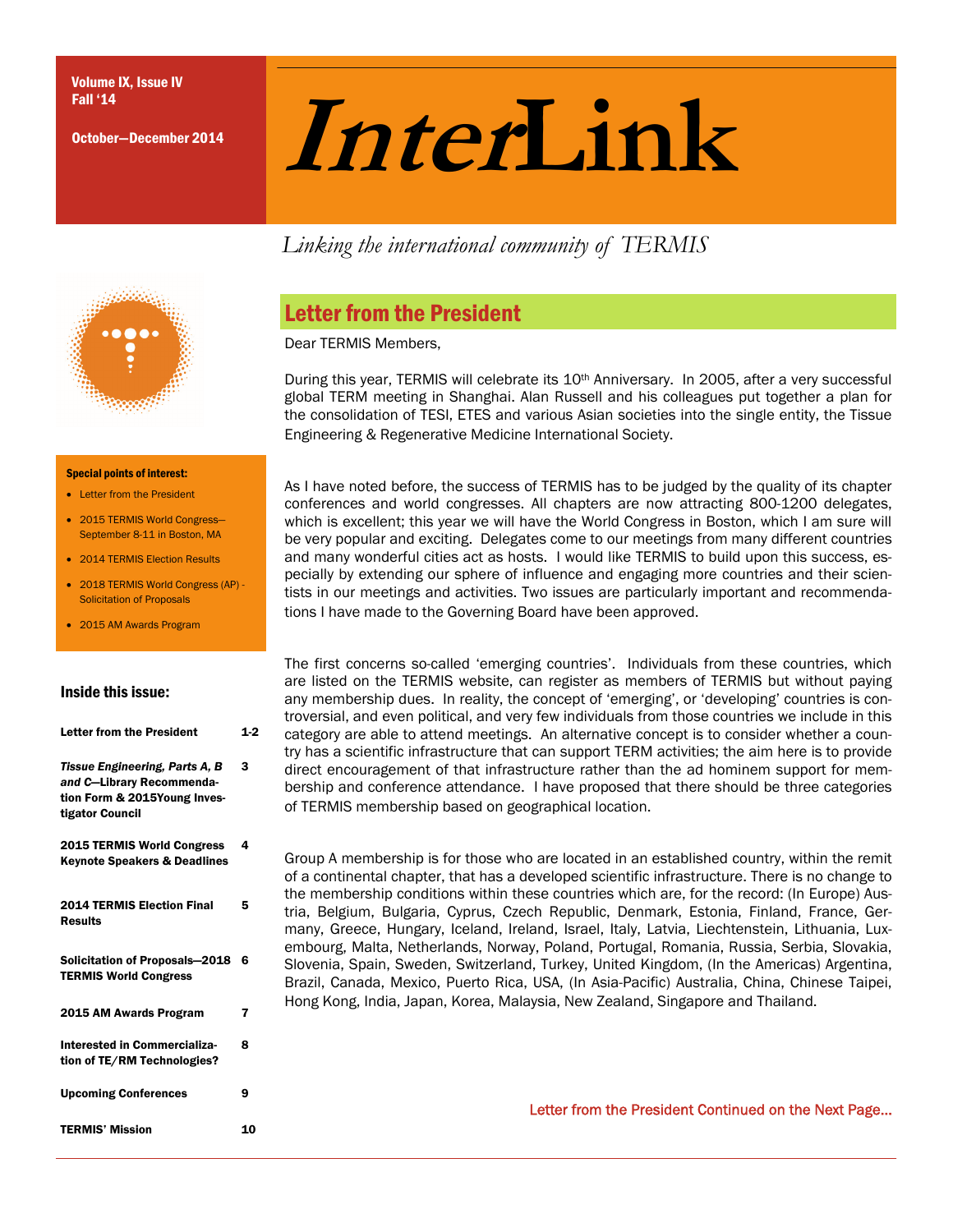Volume IX, Issue IV
Fall '14

October—December 2014

# *Inter*Link

*Linking the international community of TERMIS*

**Special points of interest:**

- Letter from the President
- 2015 TERMIS World Congress—September 8-11 in Boston, MA
- 2014 TERMIS Election Results
- 2018 TERMIS World Congress (AP) - Solicitation of Proposals
- 2015 AM Awards Program

**Inside this issue:**

| | |
|---|---|
| Letter from the President | 1-2 |
| *Tissue Engineering, Parts A, B and C*—Library Recommendation Form & 2015Young Investigator Council | 3 |
| 2015 TERMIS World Congress Keynote Speakers & Deadlines | 4 |
| 2014 TERMIS Election Final Results | 5 |
| Solicitation of Proposals—2018 TERMIS World Congress | 6 |
| 2015 AM Awards Program | 7 |
| Interested in Commercialization of TE/RM Technologies? | 8 |
| Upcoming Conferences | 9 |
| TERMIS' Mission | 10 |

## Letter from the President

Dear TERMIS Members,

During this year, TERMIS will celebrate its 10th Anniversary. In 2005, after a very successful global TERM meeting in Shanghai. Alan Russell and his colleagues put together a plan for the consolidation of TESI, ETES and various Asian societies into the single entity, the Tissue Engineering & Regenerative Medicine International Society.

As I have noted before, the success of TERMIS has to be judged by the quality of its chapter conferences and world congresses. All chapters are now attracting 800-1200 delegates, which is excellent; this year we will have the World Congress in Boston, which I am sure will be very popular and exciting. Delegates come to our meetings from many different countries and many wonderful cities act as hosts. I would like TERMIS to build upon this success, especially by extending our sphere of influence and engaging more countries and their scientists in our meetings and activities. Two issues are particularly important and recommendations I have made to the Governing Board have been approved.

The first concerns so-called 'emerging countries'. Individuals from these countries, which are listed on the TERMIS website, can register as members of TERMIS but without paying any membership dues. In reality, the concept of 'emerging', or 'developing' countries is controversial, and even political, and very few individuals from those countries we include in this category are able to attend meetings. An alternative concept is to consider whether a country has a scientific infrastructure that can support TERM activities; the aim here is to provide direct encouragement of that infrastructure rather than the ad hominem support for membership and conference attendance. I have proposed that there should be three categories of TERMIS membership based on geographical location.

Group A membership is for those who are located in an established country, within the remit of a continental chapter, that has a developed scientific infrastructure. There is no change to the membership conditions within these countries which are, for the record: (In Europe) Austria, Belgium, Bulgaria, Cyprus, Czech Republic, Denmark, Estonia, Finland, France, Germany, Greece, Hungary, Iceland, Ireland, Israel, Italy, Latvia, Liechtenstein, Lithuania, Luxembourg, Malta, Netherlands, Norway, Poland, Portugal, Romania, Russia, Serbia, Slovakia, Slovenia, Spain, Sweden, Switzerland, Turkey, United Kingdom, (In the Americas) Argentina, Brazil, Canada, Mexico, Puerto Rica, USA, (In Asia-Pacific) Australia, China, Chinese Taipei, Hong Kong, India, Japan, Korea, Malaysia, New Zealand, Singapore and Thailand.

Letter from the President Continued on the Next Page...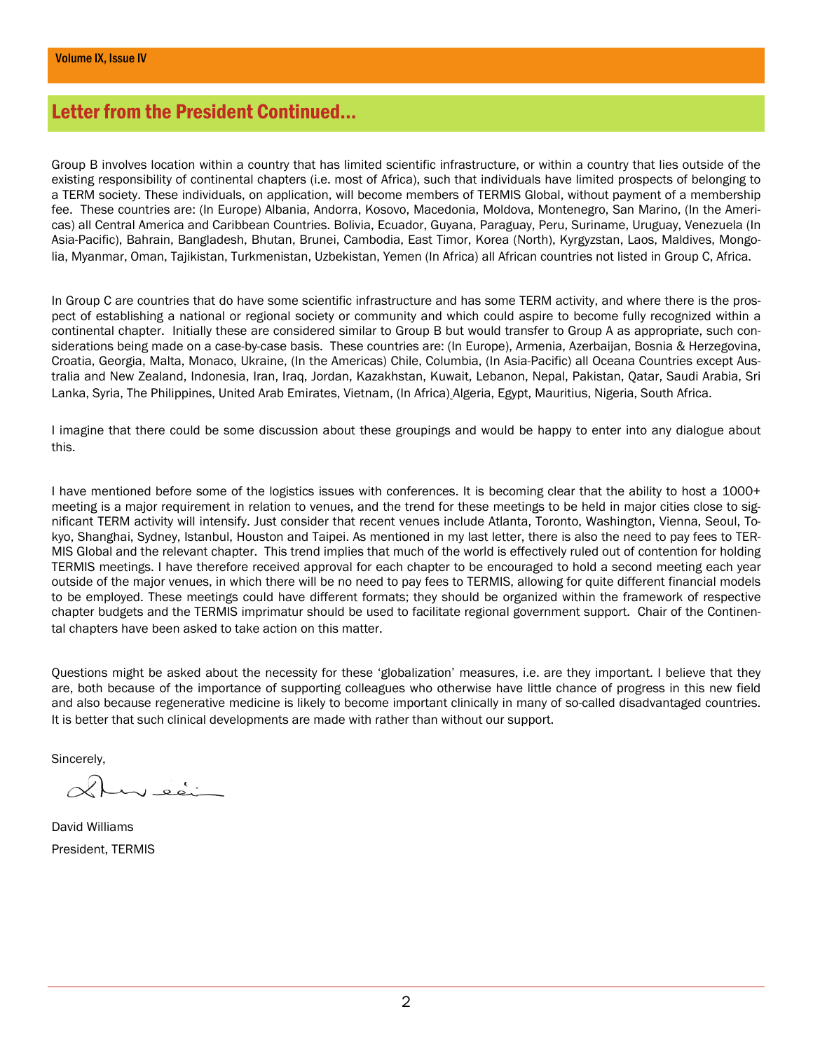## Letter from the President Continued...

Group B involves location within a country that has limited scientific infrastructure, or within a country that lies outside of the existing responsibility of continental chapters (i.e. most of Africa), such that individuals have limited prospects of belonging to a TERM society. These individuals, on application, will become members of TERMIS Global, without payment of a membership fee. These countries are: (In Europe) Albania, Andorra, Kosovo, Macedonia, Moldova, Montenegro, San Marino, (In the Americas) all Central America and Caribbean Countries. Bolivia, Ecuador, Guyana, Paraguay, Peru, Suriname, Uruguay, Venezuela (In Asia-Pacific), Bahrain, Bangladesh, Bhutan, Brunei, Cambodia, East Timor, Korea (North), Kyrgyzstan, Laos, Maldives, Mongolia, Myanmar, Oman, Tajikistan, Turkmenistan, Uzbekistan, Yemen (In Africa) all African countries not listed in Group C, Africa.

In Group C are countries that do have some scientific infrastructure and has some TERM activity, and where there is the prospect of establishing a national or regional society or community and which could aspire to become fully recognized within a continental chapter. Initially these are considered similar to Group B but would transfer to Group A as appropriate, such considerations being made on a case-by-case basis. These countries are: (In Europe), Armenia, Azerbaijan, Bosnia & Herzegovina, Croatia, Georgia, Malta, Monaco, Ukraine, (In the Americas) Chile, Columbia, (In Asia-Pacific) all Oceana Countries except Australia and New Zealand, Indonesia, Iran, Iraq, Jordan, Kazakhstan, Kuwait, Lebanon, Nepal, Pakistan, Qatar, Saudi Arabia, Sri Lanka, Syria, The Philippines, United Arab Emirates, Vietnam, (In Africa) Algeria, Egypt, Mauritius, Nigeria, South Africa.

I imagine that there could be some discussion about these groupings and would be happy to enter into any dialogue about this.

I have mentioned before some of the logistics issues with conferences. It is becoming clear that the ability to host a 1000+ meeting is a major requirement in relation to venues, and the trend for these meetings to be held in major cities close to significant TERM activity will intensify. Just consider that recent venues include Atlanta, Toronto, Washington, Vienna, Seoul, Tokyo, Shanghai, Sydney, Istanbul, Houston and Taipei. As mentioned in my last letter, there is also the need to pay fees to TERMIS Global and the relevant chapter. This trend implies that much of the world is effectively ruled out of contention for holding TERMIS meetings. I have therefore received approval for each chapter to be encouraged to hold a second meeting each year outside of the major venues, in which there will be no need to pay fees to TERMIS, allowing for quite different financial models to be employed. These meetings could have different formats; they should be organized within the framework of respective chapter budgets and the TERMIS imprimatur should be used to facilitate regional government support. Chair of the Continental chapters have been asked to take action on this matter.

Questions might be asked about the necessity for these 'globalization' measures, i.e. are they important. I believe that they are, both because of the importance of supporting colleagues who otherwise have little chance of progress in this new field and also because regenerative medicine is likely to become important clinically in many of so-called disadvantaged countries. It is better that such clinical developments are made with rather than without our support.

Sincerely,

David Williams
President, TERMIS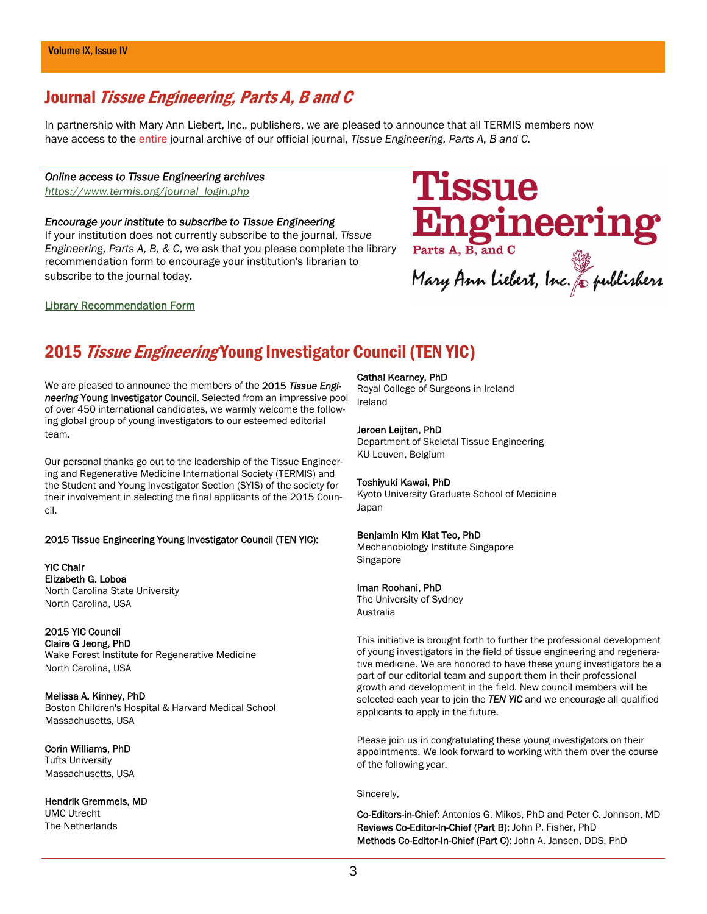## Journal *Tissue Engineering, Parts A, B and C*

In partnership with Mary Ann Liebert, Inc., publishers, we are pleased to announce that all TERMIS members now have access to the entire journal archive of our official journal, *Tissue Engineering, Parts A, B and C.*

*Online access to Tissue Engineering archives*
*https://www.termis.org/journal_login.php*

*Encourage your institute to subscribe to Tissue Engineering*
If your institution does not currently subscribe to the journal, *Tissue Engineering, Parts A, B, & C*, we ask that you please complete the library recommendation form to encourage your institution's librarian to subscribe to the journal today.

Library Recommendation Form

Tissue Engineering
Parts A, B, and C
Mary Ann Liebert, Inc. publishers

## 2015 *Tissue Engineering* Young Investigator Council (TEN YIC)

We are pleased to announce the members of the **2015 *Tissue Engineering* Young Investigator Council**. Selected from an impressive pool of over 450 international candidates, we warmly welcome the following global group of young investigators to our esteemed editorial team.

Our personal thanks go out to the leadership of the Tissue Engineering and Regenerative Medicine International Society (TERMIS) and the Student and Young Investigator Section (SYIS) of the society for their involvement in selecting the final applicants of the 2015 Council.

**2015 Tissue Engineering Young Investigator Council (TEN YIC):**

**YIC Chair**
**Elizabeth G. Loboa**
North Carolina State University
North Carolina, USA

**2015 YIC Council**
**Claire G Jeong, PhD**
Wake Forest Institute for Regenerative Medicine
North Carolina, USA

**Melissa A. Kinney, PhD**
Boston Children's Hospital & Harvard Medical School
Massachusetts, USA

**Corin Williams, PhD**
Tufts University
Massachusetts, USA

**Hendrik Gremmels, MD**
UMC Utrecht
The Netherlands

**Cathal Kearney, PhD**
Royal College of Surgeons in Ireland
Ireland

**Jeroen Leijten, PhD**
Department of Skeletal Tissue Engineering
KU Leuven, Belgium

**Toshiyuki Kawai, PhD**
Kyoto University Graduate School of Medicine
Japan

**Benjamin Kim Kiat Teo, PhD**
Mechanobiology Institute Singapore
Singapore

**Iman Roohani, PhD**
The University of Sydney
Australia

This initiative is brought forth to further the professional development of young investigators in the field of tissue engineering and regenerative medicine. We are honored to have these young investigators be a part of our editorial team and support them in their professional growth and development in the field. New council members will be selected each year to join the ***TEN YIC*** and we encourage all qualified applicants to apply in the future.

Please join us in congratulating these young investigators on their appointments. We look forward to working with them over the course of the following year.

Sincerely,

**Co-Editors-in-Chief:** Antonios G. Mikos, PhD and Peter C. Johnson, MD
**Reviews Co-Editor-In-Chief (Part B):** John P. Fisher, PhD
**Methods Co-Editor-In-Chief (Part C):** John A. Jansen, DDS, PhD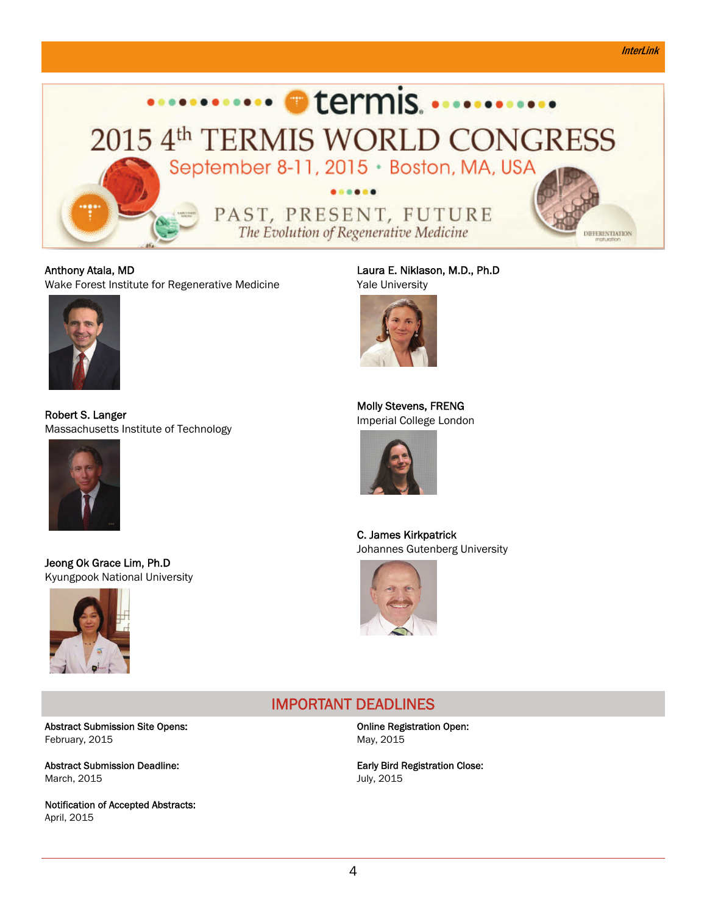termis

# 2015 4th TERMIS WORLD CONGRESS

September 8-11, 2015 • Boston, MA, USA

PAST, PRESENT, FUTURE

*The Evolution of Regenerative Medicine*

**Anthony Atala, MD**
Wake Forest Institute for Regenerative Medicine

**Robert S. Langer**
Massachusetts Institute of Technology

**Jeong Ok Grace Lim, Ph.D**
Kyungpook National University

**Laura E. Niklason, M.D., Ph.D**
Yale University

**Molly Stevens, FRENG**
Imperial College London

**C. James Kirkpatrick**
Johannes Gutenberg University

## IMPORTANT DEADLINES

**Abstract Submission Site Opens:**
February, 2015

**Abstract Submission Deadline:**
March, 2015

**Notification of Accepted Abstracts:**
April, 2015

**Online Registration Open:**
May, 2015

**Early Bird Registration Close:**
July, 2015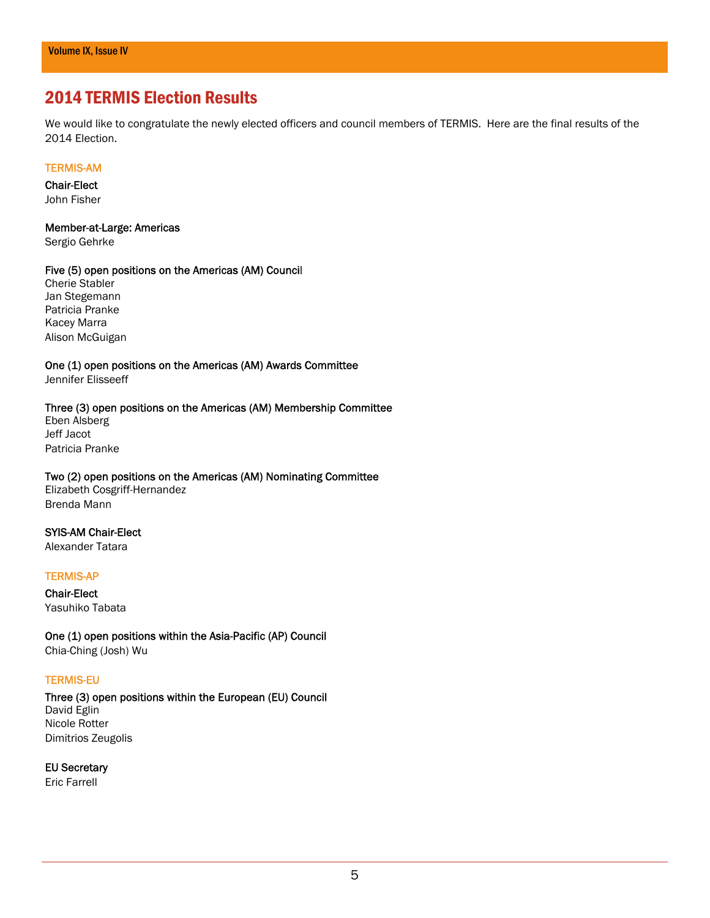## 2014 TERMIS Election Results

We would like to congratulate the newly elected officers and council members of TERMIS. Here are the final results of the 2014 Election.

### TERMIS-AM

**Chair-Elect**
John Fisher

**Member-at-Large: Americas**
Sergio Gehrke

**Five (5) open positions on the Americas (AM) Council**
Cherie Stabler
Jan Stegemann
Patricia Pranke
Kacey Marra
Alison McGuigan

**One (1) open positions on the Americas (AM) Awards Committee**
Jennifer Elisseeff

**Three (3) open positions on the Americas (AM) Membership Committee**
Eben Alsberg
Jeff Jacot
Patricia Pranke

**Two (2) open positions on the Americas (AM) Nominating Committee**
Elizabeth Cosgriff-Hernandez
Brenda Mann

**SYIS-AM Chair-Elect**
Alexander Tatara

### TERMIS-AP

**Chair-Elect**
Yasuhiko Tabata

**One (1) open positions within the Asia-Pacific (AP) Council**
Chia-Ching (Josh) Wu

### TERMIS-EU

**Three (3) open positions within the European (EU) Council**
David Eglin
Nicole Rotter
Dimitrios Zeugolis

**EU Secretary**
Eric Farrell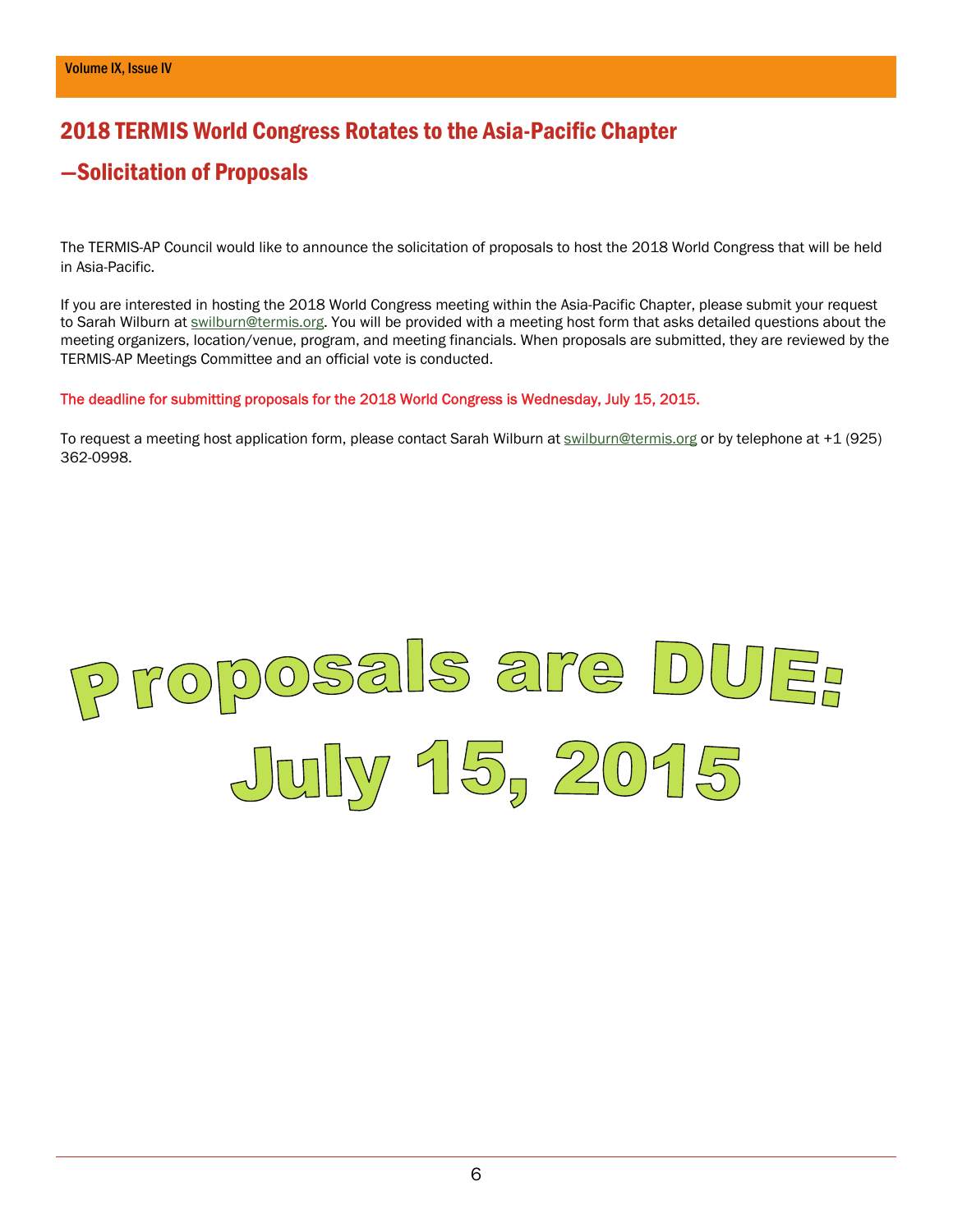## 2018 TERMIS World Congress Rotates to the Asia-Pacific Chapter

## —Solicitation of Proposals

The TERMIS-AP Council would like to announce the solicitation of proposals to host the 2018 World Congress that will be held in Asia-Pacific.

If you are interested in hosting the 2018 World Congress meeting within the Asia-Pacific Chapter, please submit your request to Sarah Wilburn at swilburn@termis.org. You will be provided with a meeting host form that asks detailed questions about the meeting organizers, location/venue, program, and meeting financials. When proposals are submitted, they are reviewed by the TERMIS-AP Meetings Committee and an official vote is conducted.

The deadline for submitting proposals for the 2018 World Congress is Wednesday, July 15, 2015.

To request a meeting host application form, please contact Sarah Wilburn at swilburn@termis.org or by telephone at +1 (925) 362-0998.

**Proposals are DUE:**

**July 15, 2015**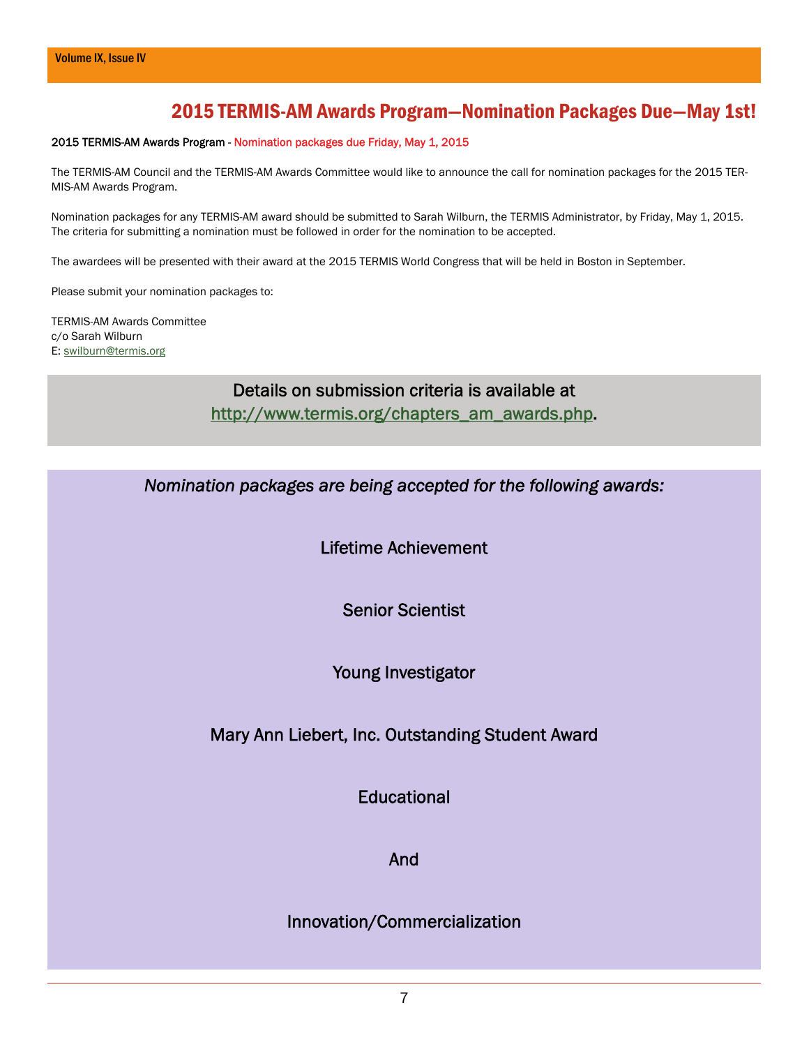# 2015 TERMIS-AM Awards Program—Nomination Packages Due—May 1st!

**2015 TERMIS-AM Awards Program** - Nomination packages due Friday, May 1, 2015

The TERMIS-AM Council and the TERMIS-AM Awards Committee would like to announce the call for nomination packages for the 2015 TERMIS-AM Awards Program.

Nomination packages for any TERMIS-AM award should be submitted to Sarah Wilburn, the TERMIS Administrator, by Friday, May 1, 2015. The criteria for submitting a nomination must be followed in order for the nomination to be accepted.

The awardees will be presented with their award at the 2015 TERMIS World Congress that will be held in Boston in September.

Please submit your nomination packages to:

TERMIS-AM Awards Committee
c/o Sarah Wilburn
E: swilburn@termis.org

Details on submission criteria is available at http://www.termis.org/chapters_am_awards.php.

*Nomination packages are being accepted for the following awards:*

Lifetime Achievement

Senior Scientist

Young Investigator

Mary Ann Liebert, Inc. Outstanding Student Award

Educational

And

Innovation/Commercialization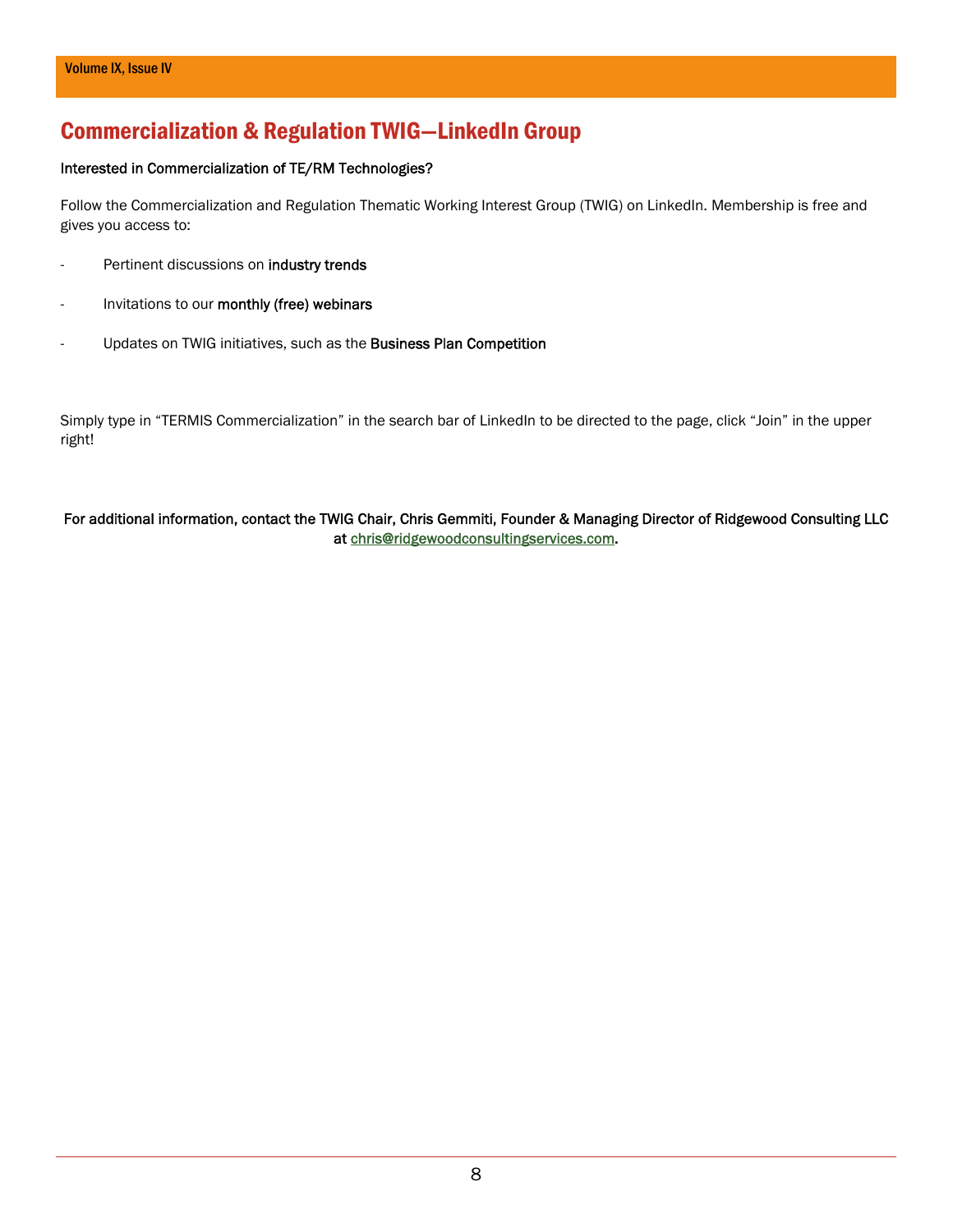# Commercialization & Regulation TWIG—LinkedIn Group

Interested in Commercialization of TE/RM Technologies?

Follow the Commercialization and Regulation Thematic Working Interest Group (TWIG) on LinkedIn. Membership is free and gives you access to:

- Pertinent discussions on industry trends
- Invitations to our monthly (free) webinars
- Updates on TWIG initiatives, such as the Business Plan Competition

Simply type in "TERMIS Commercialization" in the search bar of LinkedIn to be directed to the page, click "Join" in the upper right!

For additional information, contact the TWIG Chair, Chris Gemmiti, Founder & Managing Director of Ridgewood Consulting LLC at chris@ridgewoodconsultingservices.com.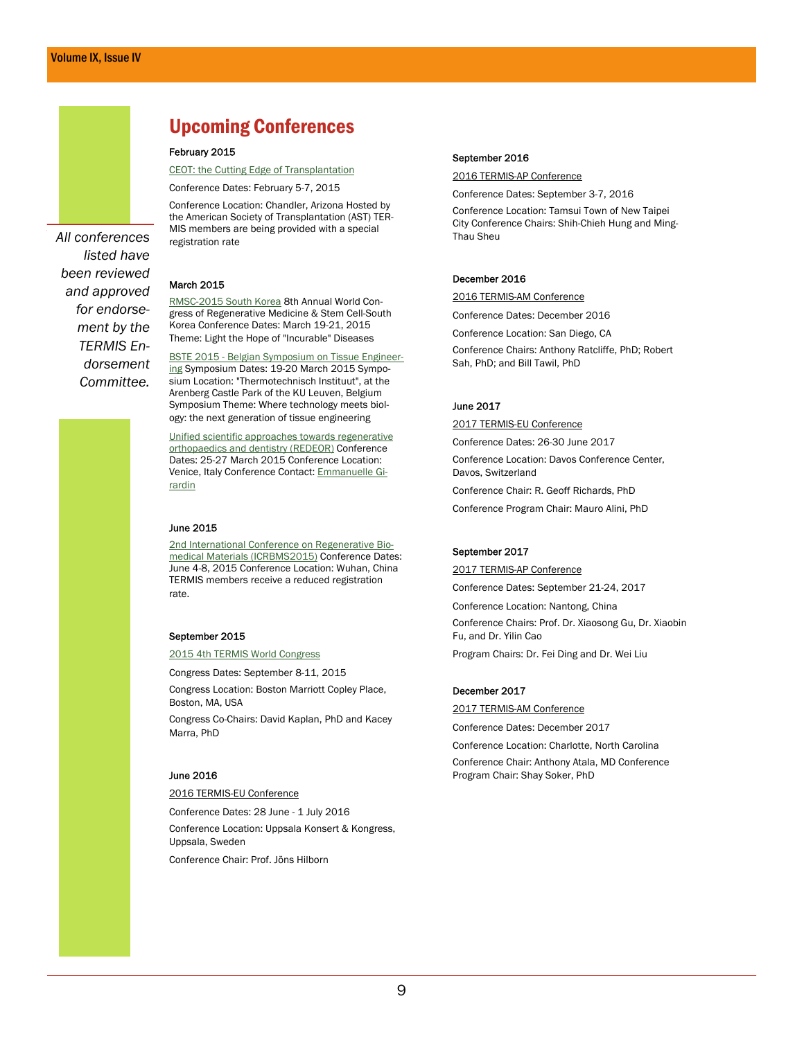*All conferences listed have been reviewed and approved for endorsement by the TERMIS Endorsement Committee.*

## Upcoming Conferences

**February 2015**

CEOT: the Cutting Edge of Transplantation

Conference Dates: February 5-7, 2015

Conference Location: Chandler, Arizona Hosted by the American Society of Transplantation (AST) TERMIS members are being provided with a special registration rate

**March 2015**

RMSC-2015 South Korea 8th Annual World Congress of Regenerative Medicine & Stem Cell-South Korea Conference Dates: March 19-21, 2015 Theme: Light the Hope of "Incurable" Diseases

BSTE 2015 - Belgian Symposium on Tissue Engineering Symposium Dates: 19-20 March 2015 Symposium Location: "Thermotechnisch Instituut", at the Arenberg Castle Park of the KU Leuven, Belgium Symposium Theme: Where technology meets biology: the next generation of tissue engineering

Unified scientific approaches towards regenerative orthopaedics and dentistry (REDEOR) Conference Dates: 25-27 March 2015 Conference Location: Venice, Italy Conference Contact: Emmanuelle Girardin

**June 2015**

2nd International Conference on Regenerative Biomedical Materials (ICRBMS2015) Conference Dates: June 4-8, 2015 Conference Location: Wuhan, China TERMIS members receive a reduced registration rate.

**September 2015**

2015 4th TERMIS World Congress

Congress Dates: September 8-11, 2015

Congress Location: Boston Marriott Copley Place, Boston, MA, USA

Congress Co-Chairs: David Kaplan, PhD and Kacey Marra, PhD

**June 2016**

2016 TERMIS-EU Conference

Conference Dates: 28 June - 1 July 2016

Conference Location: Uppsala Konsert & Kongress, Uppsala, Sweden

Conference Chair: Prof. Jöns Hilborn

**September 2016**

2016 TERMIS-AP Conference

Conference Dates: September 3-7, 2016

Conference Location: Tamsui Town of New Taipei City Conference Chairs: Shih-Chieh Hung and Ming-Thau Sheu

**December 2016**

2016 TERMIS-AM Conference

Conference Dates: December 2016

Conference Location: San Diego, CA

Conference Chairs: Anthony Ratcliffe, PhD; Robert Sah, PhD; and Bill Tawil, PhD

**June 2017**

2017 TERMIS-EU Conference

Conference Dates: 26-30 June 2017

Conference Location: Davos Conference Center, Davos, Switzerland

Conference Chair: R. Geoff Richards, PhD

Conference Program Chair: Mauro Alini, PhD

**September 2017**

2017 TERMIS-AP Conference

Conference Dates: September 21-24, 2017

Conference Location: Nantong, China

Conference Chairs: Prof. Dr. Xiaosong Gu, Dr. Xiaobin Fu, and Dr. Yilin Cao

Program Chairs: Dr. Fei Ding and Dr. Wei Liu

**December 2017**

2017 TERMIS-AM Conference

Conference Dates: December 2017

Conference Location: Charlotte, North Carolina

Conference Chair: Anthony Atala, MD Conference Program Chair: Shay Soker, PhD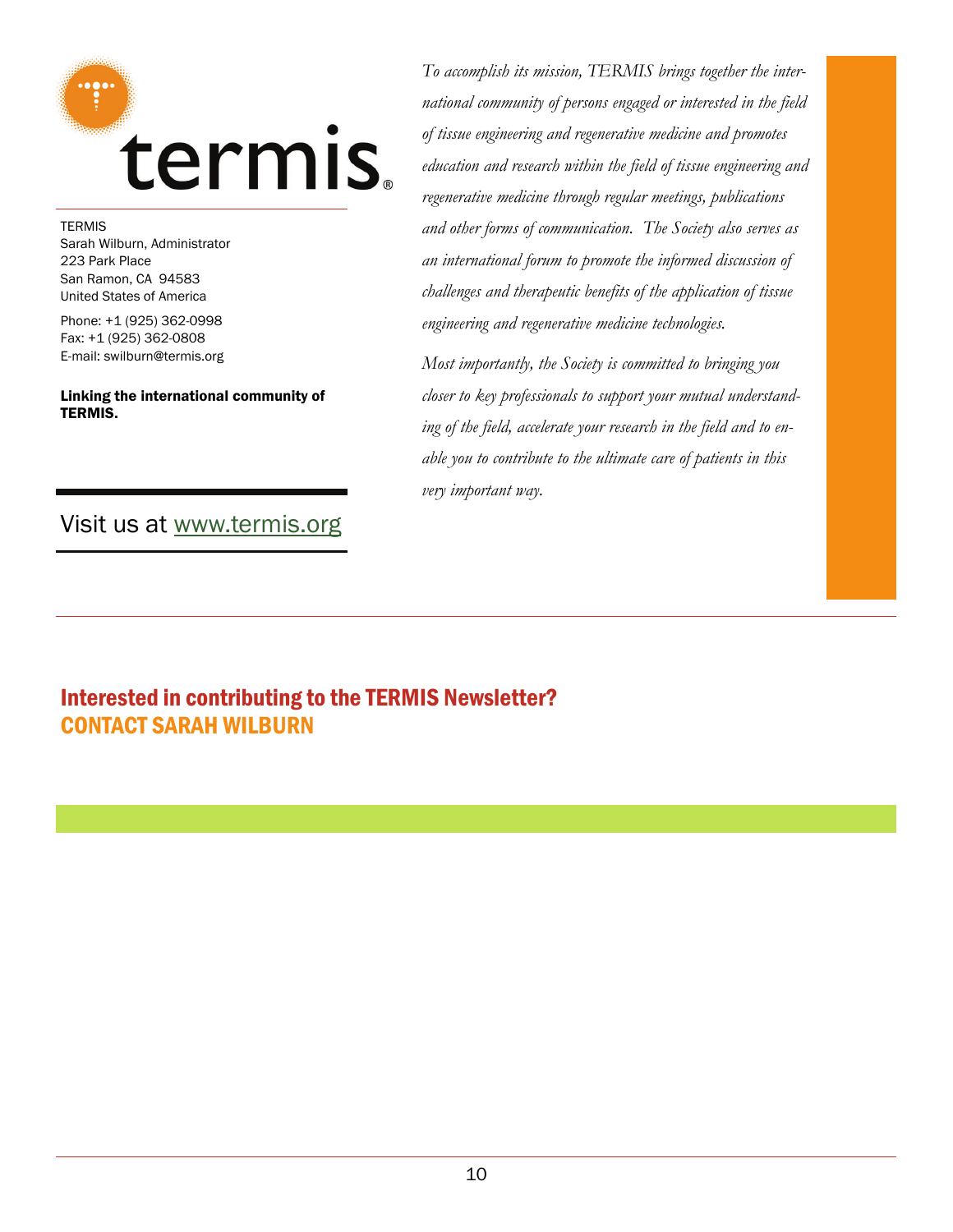termis

TERMIS
Sarah Wilburn, Administrator
223 Park Place
San Ramon, CA 94583
United States of America

Phone: +1 (925) 362-0998
Fax: +1 (925) 362-0808
E-mail: swilburn@termis.org

**Linking the international community of TERMIS.**

Visit us at [www.termis.org](http://www.termis.org)

*To accomplish its mission, TERMIS brings together the international community of persons engaged or interested in the field of tissue engineering and regenerative medicine and promotes education and research within the field of tissue engineering and regenerative medicine through regular meetings, publications and other forms of communication. The Society also serves as an international forum to promote the informed discussion of challenges and therapeutic benefits of the application of tissue engineering and regenerative medicine technologies.*

*Most importantly, the Society is committed to bringing you closer to key professionals to support your mutual understanding of the field, accelerate your research in the field and to enable you to contribute to the ultimate care of patients in this very important way.*

## Interested in contributing to the TERMIS Newsletter?
## CONTACT SARAH WILBURN